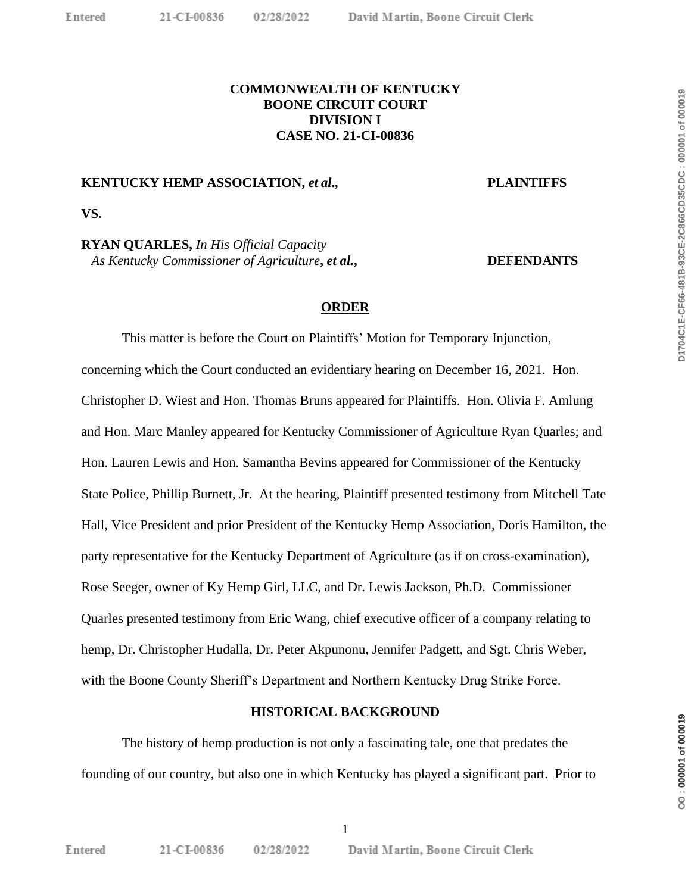**COMMONWEALTH OF KENTUCKY**
**BOONE CIRCUIT COURT**
**DIVISION I**
**CASE NO. 21-CI-00836**

**KENTUCKY HEMP ASSOCIATION, *et al.*,** **PLAINTIFFS**

**VS.**

**RYAN QUARLES,** *In His Official Capacity As Kentucky Commissioner of Agriculture, **et al.**,* **DEFENDANTS**

## ORDER

This matter is before the Court on Plaintiffs' Motion for Temporary Injunction, concerning which the Court conducted an evidentiary hearing on December 16, 2021. Hon. Christopher D. Wiest and Hon. Thomas Bruns appeared for Plaintiffs. Hon. Olivia F. Amlung and Hon. Marc Manley appeared for Kentucky Commissioner of Agriculture Ryan Quarles; and Hon. Lauren Lewis and Hon. Samantha Bevins appeared for Commissioner of the Kentucky State Police, Phillip Burnett, Jr. At the hearing, Plaintiff presented testimony from Mitchell Tate Hall, Vice President and prior President of the Kentucky Hemp Association, Doris Hamilton, the party representative for the Kentucky Department of Agriculture (as if on cross-examination), Rose Seeger, owner of Ky Hemp Girl, LLC, and Dr. Lewis Jackson, Ph.D. Commissioner Quarles presented testimony from Eric Wang, chief executive officer of a company relating to hemp, Dr. Christopher Hudalla, Dr. Peter Akpunonu, Jennifer Padgett, and Sgt. Chris Weber, with the Boone County Sheriff's Department and Northern Kentucky Drug Strike Force.

## HISTORICAL BACKGROUND

The history of hemp production is not only a fascinating tale, one that predates the founding of our country, but also one in which Kentucky has played a significant part. Prior to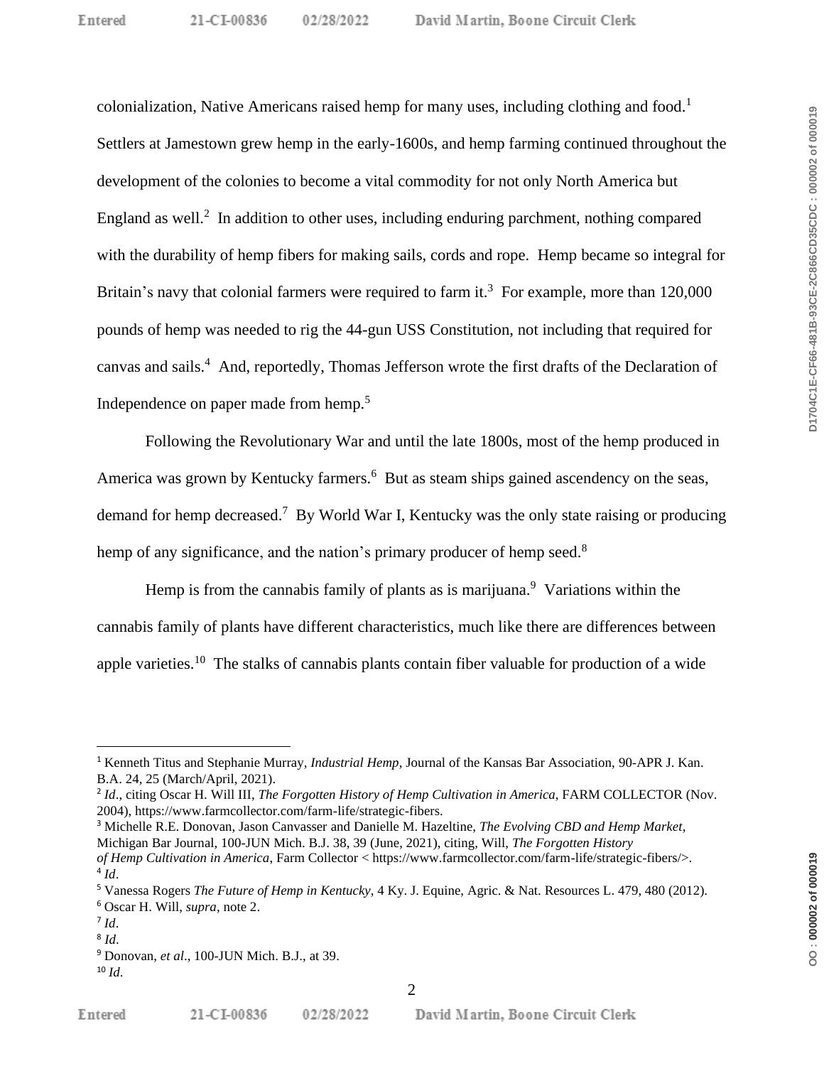colonialization, Native Americans raised hemp for many uses, including clothing and food.[1] Settlers at Jamestown grew hemp in the early-1600s, and hemp farming continued throughout the development of the colonies to become a vital commodity for not only North America but England as well.[2] In addition to other uses, including enduring parchment, nothing compared with the durability of hemp fibers for making sails, cords and rope. Hemp became so integral for Britain's navy that colonial farmers were required to farm it.[3] For example, more than 120,000 pounds of hemp was needed to rig the 44-gun USS Constitution, not including that required for canvas and sails.[4] And, reportedly, Thomas Jefferson wrote the first drafts of the Declaration of Independence on paper made from hemp.[5]

Following the Revolutionary War and until the late 1800s, most of the hemp produced in America was grown by Kentucky farmers.[6] But as steam ships gained ascendency on the seas, demand for hemp decreased.[7] By World War I, Kentucky was the only state raising or producing hemp of any significance, and the nation's primary producer of hemp seed.[8]

Hemp is from the cannabis family of plants as is marijuana.[9] Variations within the cannabis family of plants have different characteristics, much like there are differences between apple varieties.[10] The stalks of cannabis plants contain fiber valuable for production of a wide

---

[1] Kenneth Titus and Stephanie Murray, *Industrial Hemp*, Journal of the Kansas Bar Association, 90-APR J. Kan. B.A. 24, 25 (March/April, 2021).

[2] *Id*., citing Oscar H. Will III, *The Forgotten History of Hemp Cultivation in America*, FARM COLLECTOR (Nov. 2004), https://www.farmcollector.com/farm-life/strategic-fibers.

[3] Michelle R.E. Donovan, Jason Canvasser and Danielle M. Hazeltine, *The Evolving CBD and Hemp Market*, Michigan Bar Journal, 100-JUN Mich. B.J. 38, 39 (June, 2021), citing, Will, *The Forgotten History of Hemp Cultivation in America*, Farm Collector < https://www.farmcollector.com/farm-life/strategic-fibers/>.

[4] *Id*.

[5] Vanessa Rogers *The Future of Hemp in Kentucky*, 4 Ky. J. Equine, Agric. & Nat. Resources L. 479, 480 (2012).

[6] Oscar H. Will, *supra*, note 2.

[7] *Id*.

[8] *Id*.

[9] Donovan, *et al*., 100-JUN Mich. B.J., at 39.

[10] *Id*.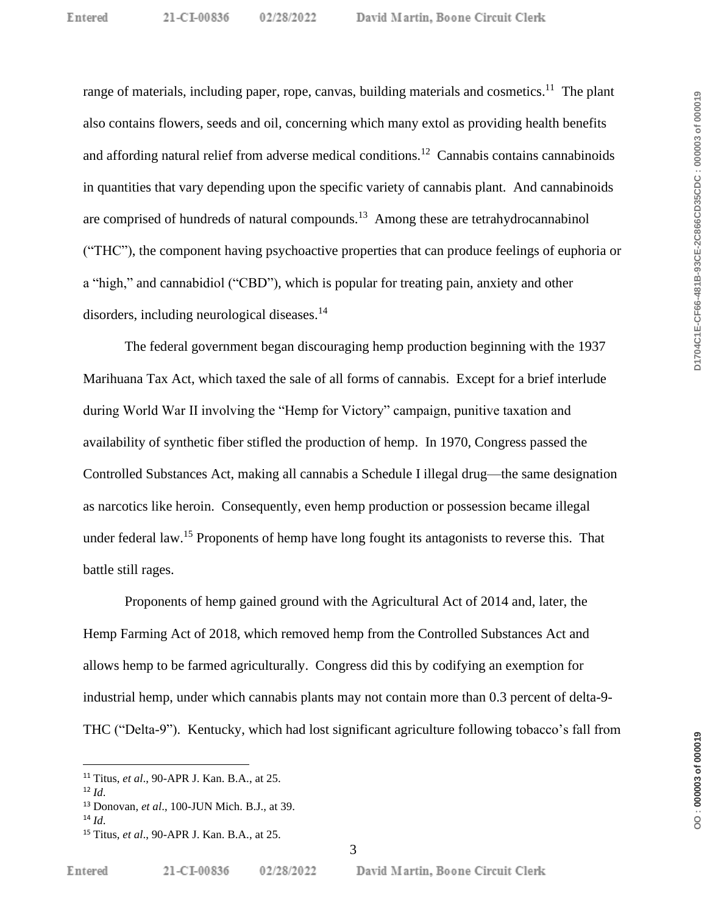range of materials, including paper, rope, canvas, building materials and cosmetics.[11] The plant also contains flowers, seeds and oil, concerning which many extol as providing health benefits and affording natural relief from adverse medical conditions.[12] Cannabis contains cannabinoids in quantities that vary depending upon the specific variety of cannabis plant. And cannabinoids are comprised of hundreds of natural compounds.[13] Among these are tetrahydrocannabinol ("THC"), the component having psychoactive properties that can produce feelings of euphoria or a "high," and cannabidiol ("CBD"), which is popular for treating pain, anxiety and other disorders, including neurological diseases.[14]

The federal government began discouraging hemp production beginning with the 1937 Marihuana Tax Act, which taxed the sale of all forms of cannabis. Except for a brief interlude during World War II involving the "Hemp for Victory" campaign, punitive taxation and availability of synthetic fiber stifled the production of hemp. In 1970, Congress passed the Controlled Substances Act, making all cannabis a Schedule I illegal drug—the same designation as narcotics like heroin. Consequently, even hemp production or possession became illegal under federal law.[15] Proponents of hemp have long fought its antagonists to reverse this. That battle still rages.

Proponents of hemp gained ground with the Agricultural Act of 2014 and, later, the Hemp Farming Act of 2018, which removed hemp from the Controlled Substances Act and allows hemp to be farmed agriculturally. Congress did this by codifying an exemption for industrial hemp, under which cannabis plants may not contain more than 0.3 percent of delta-9-THC ("Delta-9"). Kentucky, which had lost significant agriculture following tobacco's fall from

---

[11] Titus, *et al*., 90-APR J. Kan. B.A., at 25.

[12] *Id*.

[13] Donovan, *et al*., 100-JUN Mich. B.J., at 39.

[14] *Id*.

[15] Titus, *et al*., 90-APR J. Kan. B.A., at 25.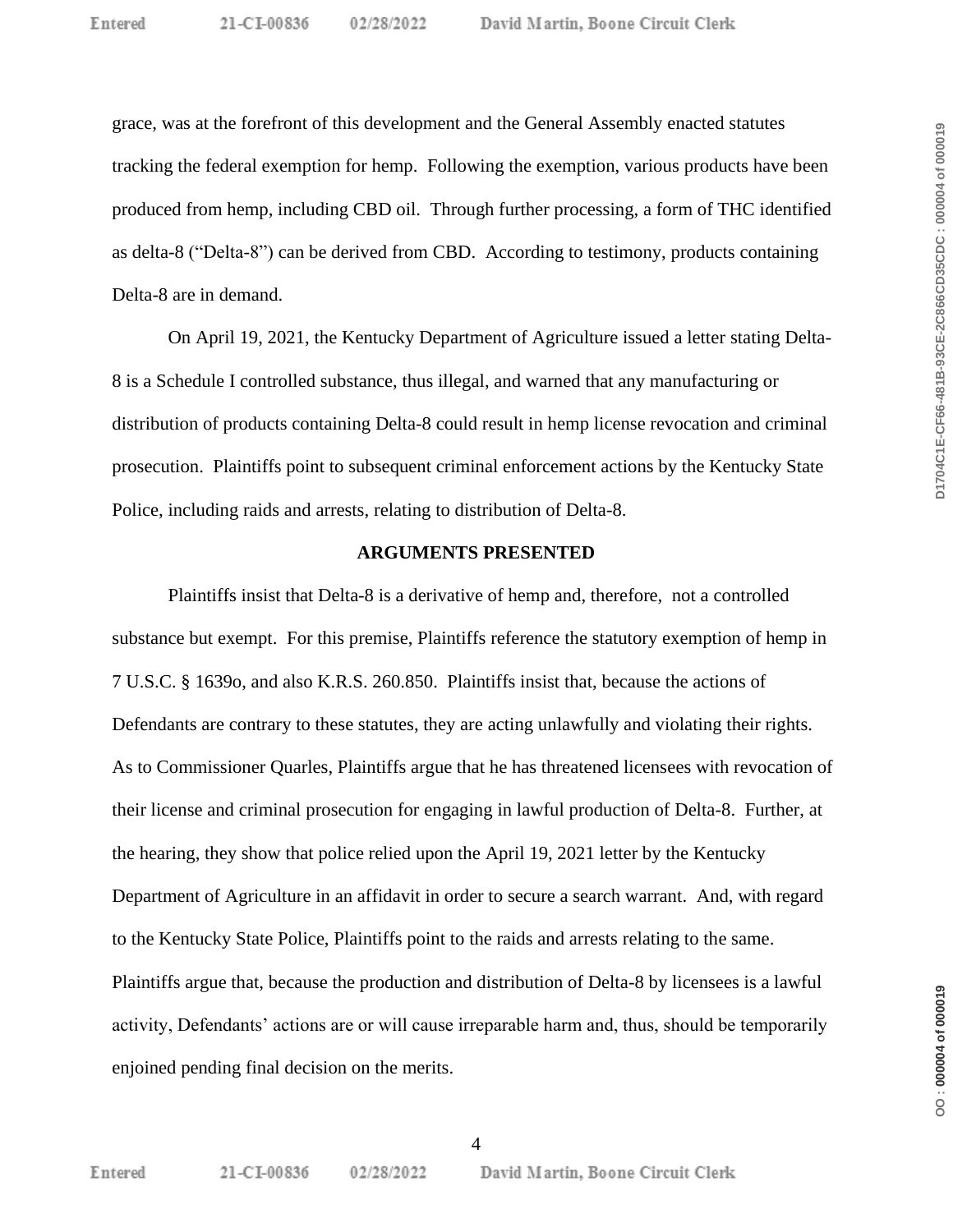grace, was at the forefront of this development and the General Assembly enacted statutes tracking the federal exemption for hemp. Following the exemption, various products have been produced from hemp, including CBD oil. Through further processing, a form of THC identified as delta-8 ("Delta-8") can be derived from CBD. According to testimony, products containing Delta-8 are in demand.

On April 19, 2021, the Kentucky Department of Agriculture issued a letter stating Delta-8 is a Schedule I controlled substance, thus illegal, and warned that any manufacturing or distribution of products containing Delta-8 could result in hemp license revocation and criminal prosecution. Plaintiffs point to subsequent criminal enforcement actions by the Kentucky State Police, including raids and arrests, relating to distribution of Delta-8.

## ARGUMENTS PRESENTED

Plaintiffs insist that Delta-8 is a derivative of hemp and, therefore, not a controlled substance but exempt. For this premise, Plaintiffs reference the statutory exemption of hemp in 7 U.S.C. § 1639o, and also K.R.S. 260.850. Plaintiffs insist that, because the actions of Defendants are contrary to these statutes, they are acting unlawfully and violating their rights. As to Commissioner Quarles, Plaintiffs argue that he has threatened licensees with revocation of their license and criminal prosecution for engaging in lawful production of Delta-8. Further, at the hearing, they show that police relied upon the April 19, 2021 letter by the Kentucky Department of Agriculture in an affidavit in order to secure a search warrant. And, with regard to the Kentucky State Police, Plaintiffs point to the raids and arrests relating to the same. Plaintiffs argue that, because the production and distribution of Delta-8 by licensees is a lawful activity, Defendants' actions are or will cause irreparable harm and, thus, should be temporarily enjoined pending final decision on the merits.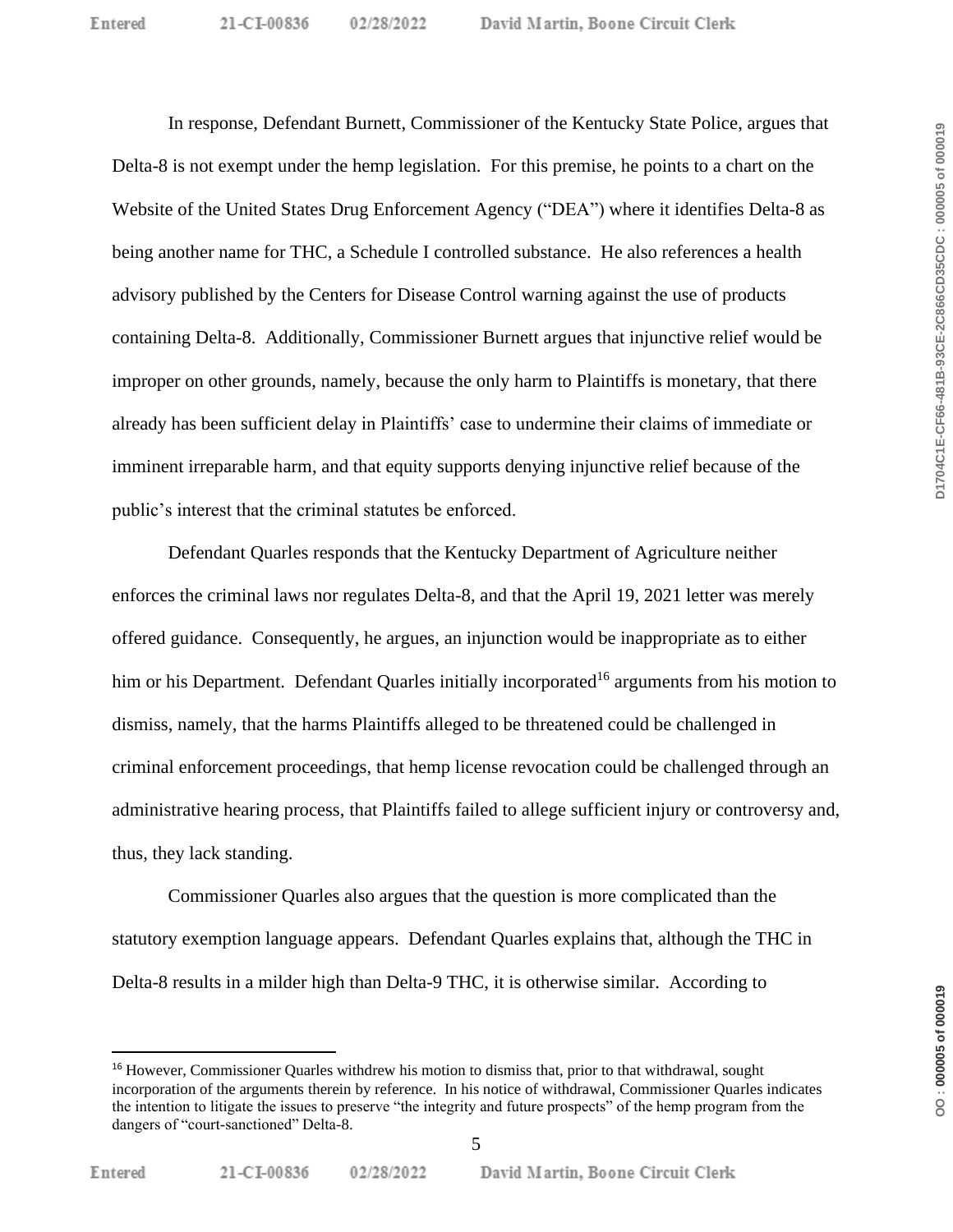In response, Defendant Burnett, Commissioner of the Kentucky State Police, argues that Delta-8 is not exempt under the hemp legislation. For this premise, he points to a chart on the Website of the United States Drug Enforcement Agency ("DEA") where it identifies Delta-8 as being another name for THC, a Schedule I controlled substance. He also references a health advisory published by the Centers for Disease Control warning against the use of products containing Delta-8. Additionally, Commissioner Burnett argues that injunctive relief would be improper on other grounds, namely, because the only harm to Plaintiffs is monetary, that there already has been sufficient delay in Plaintiffs' case to undermine their claims of immediate or imminent irreparable harm, and that equity supports denying injunctive relief because of the public's interest that the criminal statutes be enforced.

Defendant Quarles responds that the Kentucky Department of Agriculture neither enforces the criminal laws nor regulates Delta-8, and that the April 19, 2021 letter was merely offered guidance. Consequently, he argues, an injunction would be inappropriate as to either him or his Department. Defendant Quarles initially incorporated[16] arguments from his motion to dismiss, namely, that the harms Plaintiffs alleged to be threatened could be challenged in criminal enforcement proceedings, that hemp license revocation could be challenged through an administrative hearing process, that Plaintiffs failed to allege sufficient injury or controversy and, thus, they lack standing.

Commissioner Quarles also argues that the question is more complicated than the statutory exemption language appears. Defendant Quarles explains that, although the THC in Delta-8 results in a milder high than Delta-9 THC, it is otherwise similar. According to

---

[16] However, Commissioner Quarles withdrew his motion to dismiss that, prior to that withdrawal, sought incorporation of the arguments therein by reference. In his notice of withdrawal, Commissioner Quarles indicates the intention to litigate the issues to preserve "the integrity and future prospects" of the hemp program from the dangers of "court-sanctioned" Delta-8.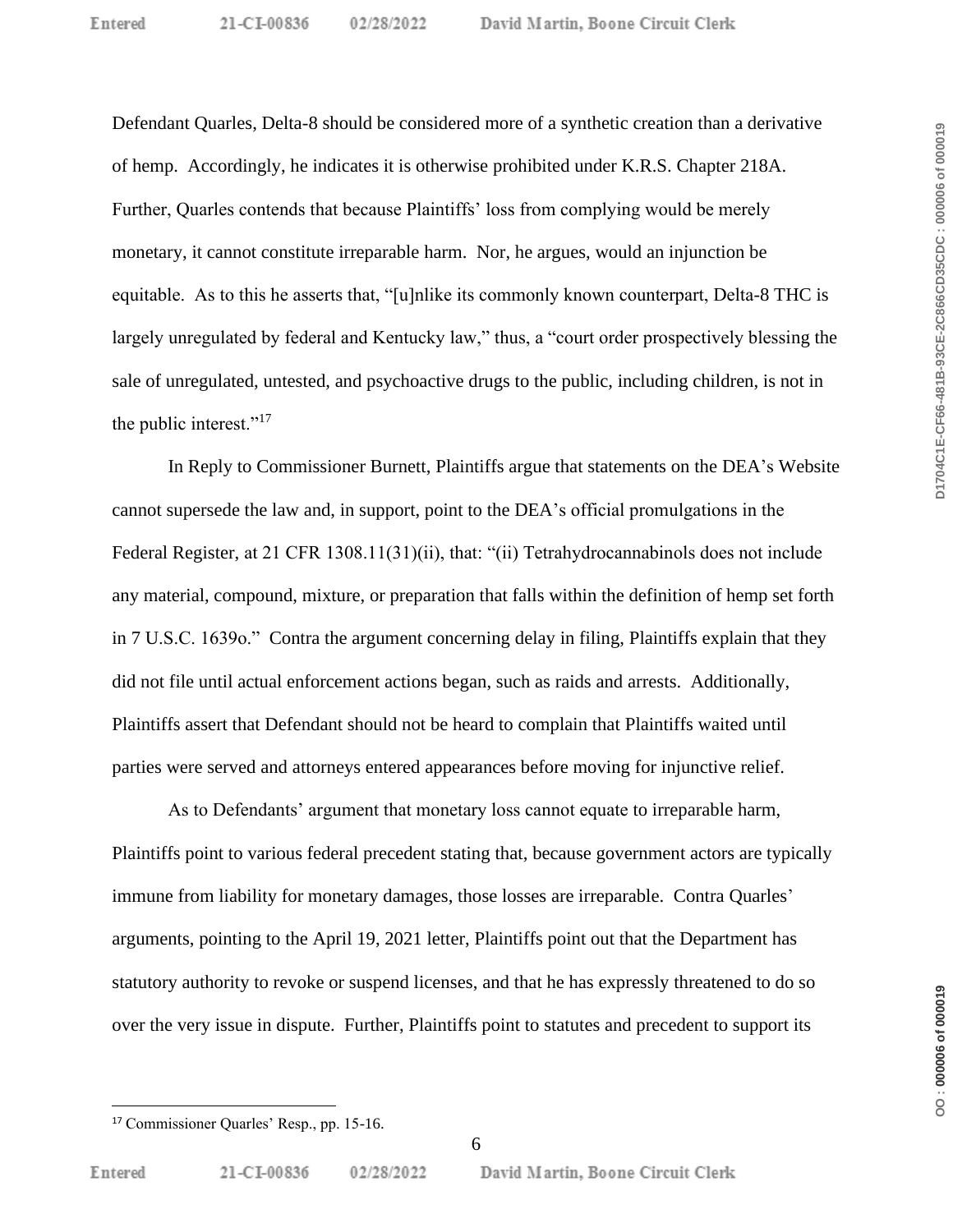Defendant Quarles, Delta-8 should be considered more of a synthetic creation than a derivative of hemp. Accordingly, he indicates it is otherwise prohibited under K.R.S. Chapter 218A. Further, Quarles contends that because Plaintiffs' loss from complying would be merely monetary, it cannot constitute irreparable harm. Nor, he argues, would an injunction be equitable. As to this he asserts that, "[u]nlike its commonly known counterpart, Delta-8 THC is largely unregulated by federal and Kentucky law," thus, a "court order prospectively blessing the sale of unregulated, untested, and psychoactive drugs to the public, including children, is not in the public interest."[17]

In Reply to Commissioner Burnett, Plaintiffs argue that statements on the DEA's Website cannot supersede the law and, in support, point to the DEA's official promulgations in the Federal Register, at 21 CFR 1308.11(31)(ii), that: "(ii) Tetrahydrocannabinols does not include any material, compound, mixture, or preparation that falls within the definition of hemp set forth in 7 U.S.C. 1639o." Contra the argument concerning delay in filing, Plaintiffs explain that they did not file until actual enforcement actions began, such as raids and arrests. Additionally, Plaintiffs assert that Defendant should not be heard to complain that Plaintiffs waited until parties were served and attorneys entered appearances before moving for injunctive relief.

As to Defendants' argument that monetary loss cannot equate to irreparable harm, Plaintiffs point to various federal precedent stating that, because government actors are typically immune from liability for monetary damages, those losses are irreparable. Contra Quarles' arguments, pointing to the April 19, 2021 letter, Plaintiffs point out that the Department has statutory authority to revoke or suspend licenses, and that he has expressly threatened to do so over the very issue in dispute. Further, Plaintiffs point to statutes and precedent to support its

---

[17] Commissioner Quarles' Resp., pp. 15-16.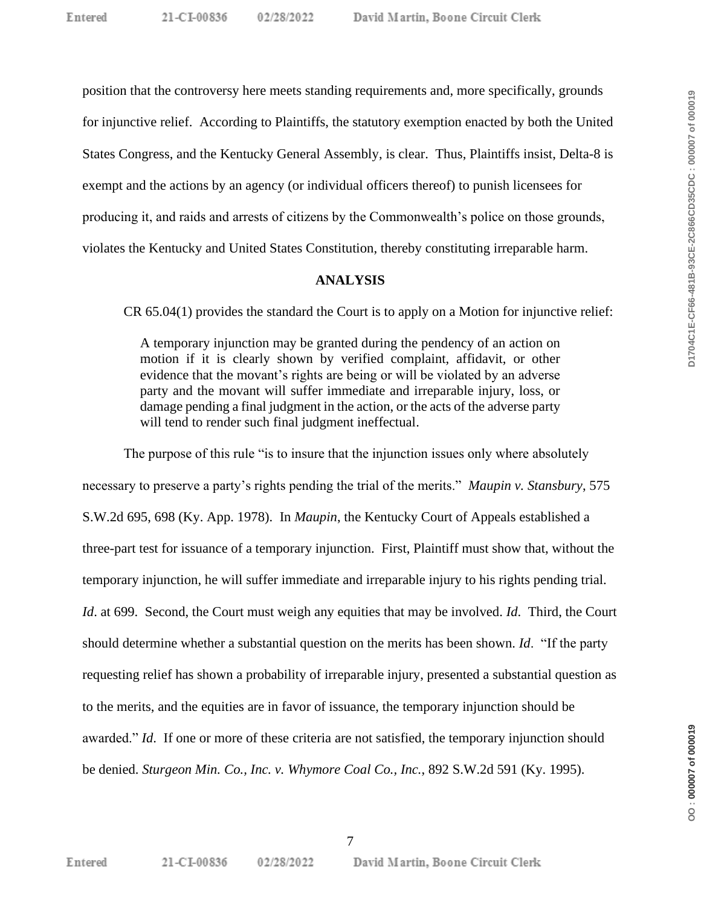position that the controversy here meets standing requirements and, more specifically, grounds for injunctive relief. According to Plaintiffs, the statutory exemption enacted by both the United States Congress, and the Kentucky General Assembly, is clear. Thus, Plaintiffs insist, Delta-8 is exempt and the actions by an agency (or individual officers thereof) to punish licensees for producing it, and raids and arrests of citizens by the Commonwealth's police on those grounds, violates the Kentucky and United States Constitution, thereby constituting irreparable harm.

## ANALYSIS

CR 65.04(1) provides the standard the Court is to apply on a Motion for injunctive relief:

> A temporary injunction may be granted during the pendency of an action on motion if it is clearly shown by verified complaint, affidavit, or other evidence that the movant's rights are being or will be violated by an adverse party and the movant will suffer immediate and irreparable injury, loss, or damage pending a final judgment in the action, or the acts of the adverse party will tend to render such final judgment ineffectual.

The purpose of this rule "is to insure that the injunction issues only where absolutely necessary to preserve a party's rights pending the trial of the merits." *Maupin v. Stansbury*, 575 S.W.2d 695, 698 (Ky. App. 1978). In *Maupin*, the Kentucky Court of Appeals established a three-part test for issuance of a temporary injunction. First, Plaintiff must show that, without the temporary injunction, he will suffer immediate and irreparable injury to his rights pending trial. *Id*. at 699. Second, the Court must weigh any equities that may be involved. *Id*. Third, the Court should determine whether a substantial question on the merits has been shown. *Id*. "If the party requesting relief has shown a probability of irreparable injury, presented a substantial question as to the merits, and the equities are in favor of issuance, the temporary injunction should be awarded." *Id*. If one or more of these criteria are not satisfied, the temporary injunction should be denied. *Sturgeon Min. Co., Inc. v. Whymore Coal Co., Inc.*, 892 S.W.2d 591 (Ky. 1995).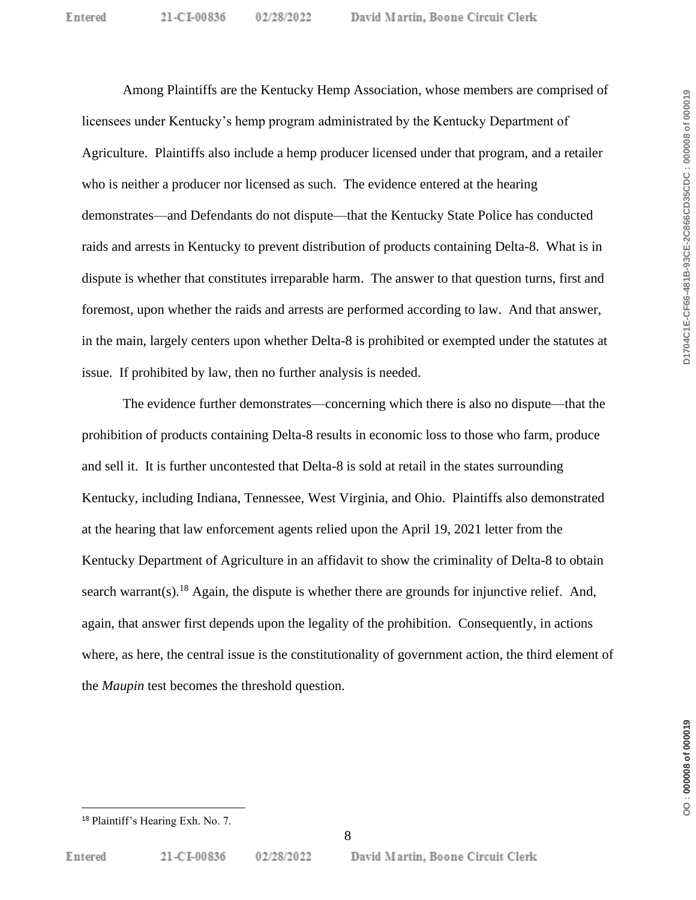Among Plaintiffs are the Kentucky Hemp Association, whose members are comprised of licensees under Kentucky's hemp program administrated by the Kentucky Department of Agriculture. Plaintiffs also include a hemp producer licensed under that program, and a retailer who is neither a producer nor licensed as such. The evidence entered at the hearing demonstrates—and Defendants do not dispute—that the Kentucky State Police has conducted raids and arrests in Kentucky to prevent distribution of products containing Delta-8. What is in dispute is whether that constitutes irreparable harm. The answer to that question turns, first and foremost, upon whether the raids and arrests are performed according to law. And that answer, in the main, largely centers upon whether Delta-8 is prohibited or exempted under the statutes at issue. If prohibited by law, then no further analysis is needed.

The evidence further demonstrates—concerning which there is also no dispute—that the prohibition of products containing Delta-8 results in economic loss to those who farm, produce and sell it. It is further uncontested that Delta-8 is sold at retail in the states surrounding Kentucky, including Indiana, Tennessee, West Virginia, and Ohio. Plaintiffs also demonstrated at the hearing that law enforcement agents relied upon the April 19, 2021 letter from the Kentucky Department of Agriculture in an affidavit to show the criminality of Delta-8 to obtain search warrant(s).[18] Again, the dispute is whether there are grounds for injunctive relief. And, again, that answer first depends upon the legality of the prohibition. Consequently, in actions where, as here, the central issue is the constitutionality of government action, the third element of the *Maupin* test becomes the threshold question.

---

[18] Plaintiff's Hearing Exh. No. 7.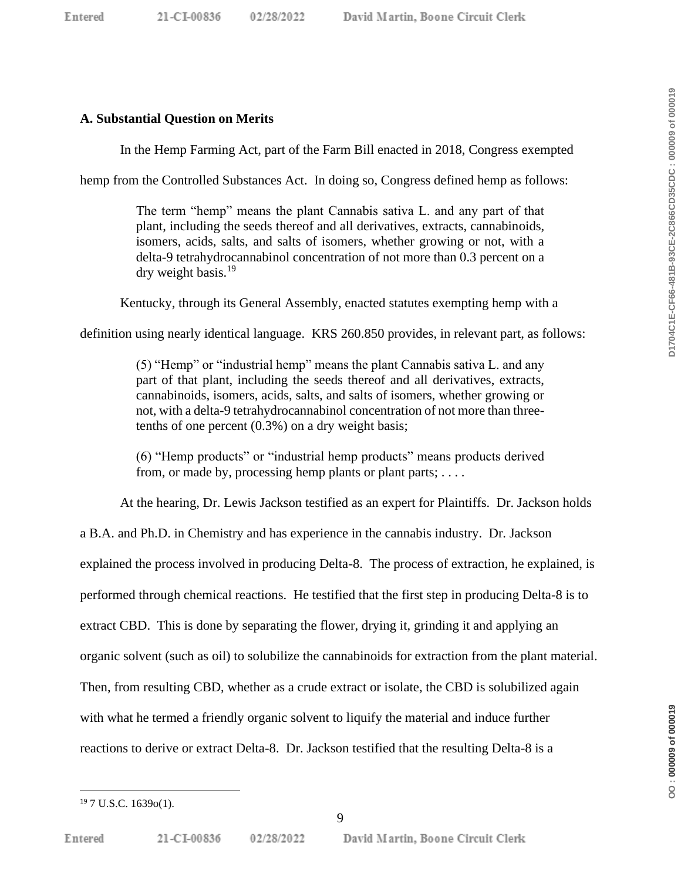### A. Substantial Question on Merits

In the Hemp Farming Act, part of the Farm Bill enacted in 2018, Congress exempted hemp from the Controlled Substances Act. In doing so, Congress defined hemp as follows:

> The term "hemp" means the plant Cannabis sativa L. and any part of that plant, including the seeds thereof and all derivatives, extracts, cannabinoids, isomers, acids, salts, and salts of isomers, whether growing or not, with a delta-9 tetrahydrocannabinol concentration of not more than 0.3 percent on a dry weight basis.[19]

Kentucky, through its General Assembly, enacted statutes exempting hemp with a definition using nearly identical language. KRS 260.850 provides, in relevant part, as follows:

> (5) "Hemp" or "industrial hemp" means the plant Cannabis sativa L. and any part of that plant, including the seeds thereof and all derivatives, extracts, cannabinoids, isomers, acids, salts, and salts of isomers, whether growing or not, with a delta-9 tetrahydrocannabinol concentration of not more than three-tenths of one percent (0.3%) on a dry weight basis;
>
> (6) "Hemp products" or "industrial hemp products" means products derived from, or made by, processing hemp plants or plant parts; . . . .

At the hearing, Dr. Lewis Jackson testified as an expert for Plaintiffs. Dr. Jackson holds a B.A. and Ph.D. in Chemistry and has experience in the cannabis industry. Dr. Jackson explained the process involved in producing Delta-8. The process of extraction, he explained, is performed through chemical reactions. He testified that the first step in producing Delta-8 is to extract CBD. This is done by separating the flower, drying it, grinding it and applying an organic solvent (such as oil) to solubilize the cannabinoids for extraction from the plant material. Then, from resulting CBD, whether as a crude extract or isolate, the CBD is solubilized again with what he termed a friendly organic solvent to liquify the material and induce further reactions to derive or extract Delta-8. Dr. Jackson testified that the resulting Delta-8 is a

---

[19] 7 U.S.C. 1639o(1).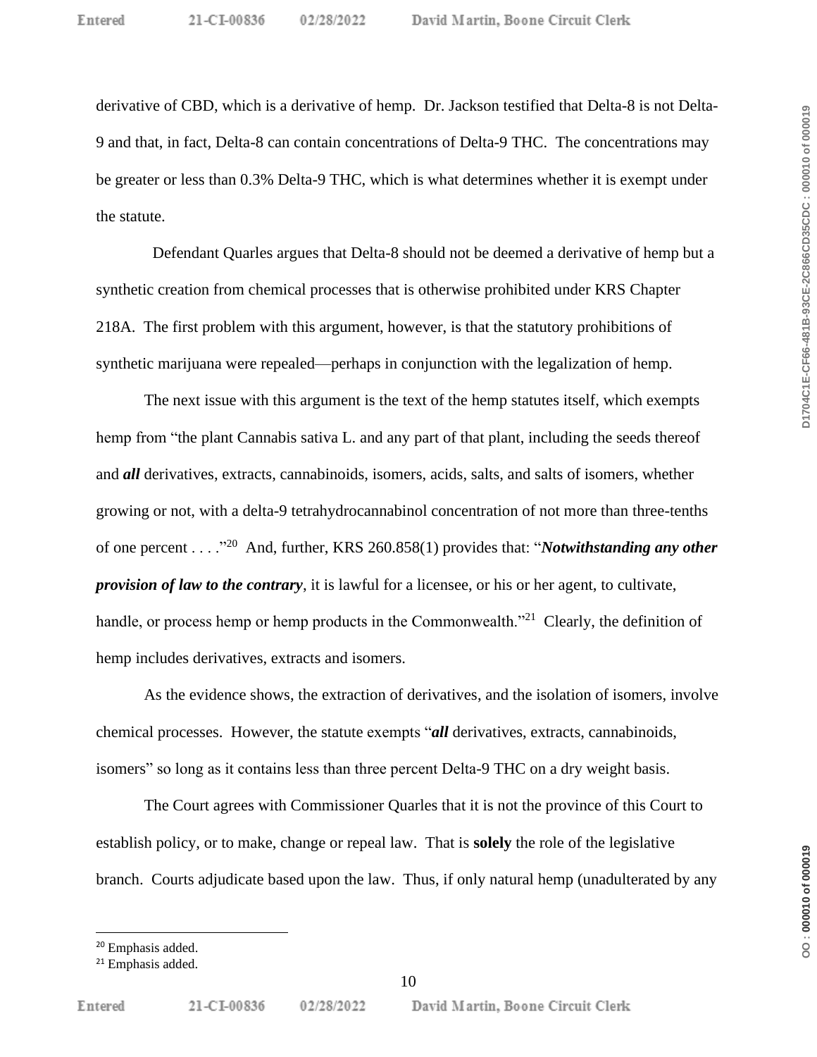derivative of CBD, which is a derivative of hemp. Dr. Jackson testified that Delta-8 is not Delta-9 and that, in fact, Delta-8 can contain concentrations of Delta-9 THC. The concentrations may be greater or less than 0.3% Delta-9 THC, which is what determines whether it is exempt under the statute.

Defendant Quarles argues that Delta-8 should not be deemed a derivative of hemp but a synthetic creation from chemical processes that is otherwise prohibited under KRS Chapter 218A. The first problem with this argument, however, is that the statutory prohibitions of synthetic marijuana were repealed—perhaps in conjunction with the legalization of hemp.

The next issue with this argument is the text of the hemp statutes itself, which exempts hemp from "the plant Cannabis sativa L. and any part of that plant, including the seeds thereof and ***all*** derivatives, extracts, cannabinoids, isomers, acids, salts, and salts of isomers, whether growing or not, with a delta-9 tetrahydrocannabinol concentration of not more than three-tenths of one percent . . . ."[20] And, further, KRS 260.858(1) provides that: "***Notwithstanding any other provision of law to the contrary***, it is lawful for a licensee, or his or her agent, to cultivate, handle, or process hemp or hemp products in the Commonwealth."[21] Clearly, the definition of hemp includes derivatives, extracts and isomers.

As the evidence shows, the extraction of derivatives, and the isolation of isomers, involve chemical processes. However, the statute exempts "***all*** derivatives, extracts, cannabinoids, isomers" so long as it contains less than three percent Delta-9 THC on a dry weight basis.

The Court agrees with Commissioner Quarles that it is not the province of this Court to establish policy, or to make, change or repeal law. That is **solely** the role of the legislative branch. Courts adjudicate based upon the law. Thus, if only natural hemp (unadulterated by any

---

[20] Emphasis added.

[21] Emphasis added.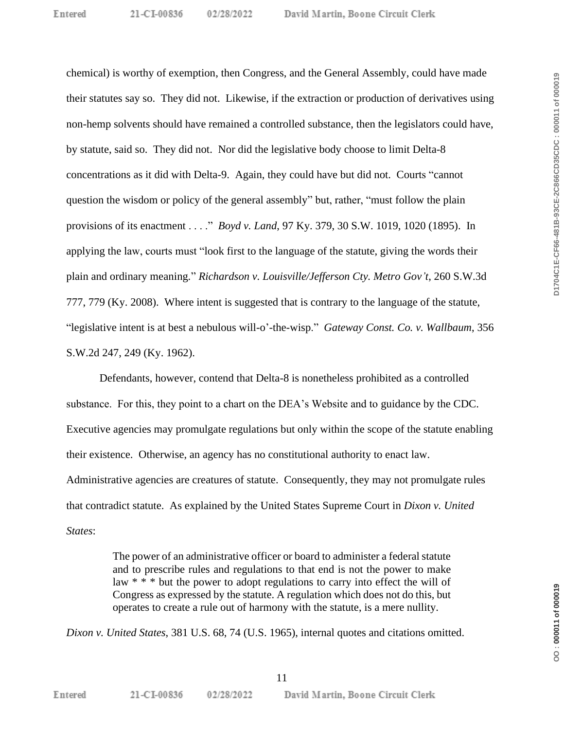chemical) is worthy of exemption, then Congress, and the General Assembly, could have made their statutes say so. They did not. Likewise, if the extraction or production of derivatives using non-hemp solvents should have remained a controlled substance, then the legislators could have, by statute, said so. They did not. Nor did the legislative body choose to limit Delta-8 concentrations as it did with Delta-9. Again, they could have but did not. Courts "cannot question the wisdom or policy of the general assembly" but, rather, "must follow the plain provisions of its enactment . . . ." *Boyd v. Land*, 97 Ky. 379, 30 S.W. 1019, 1020 (1895). In applying the law, courts must "look first to the language of the statute, giving the words their plain and ordinary meaning." *Richardson v. Louisville/Jefferson Cty. Metro Gov't*, 260 S.W.3d 777, 779 (Ky. 2008). Where intent is suggested that is contrary to the language of the statute, "legislative intent is at best a nebulous will-o'-the-wisp." *Gateway Const. Co. v. Wallbaum*, 356 S.W.2d 247, 249 (Ky. 1962).

Defendants, however, contend that Delta-8 is nonetheless prohibited as a controlled substance. For this, they point to a chart on the DEA's Website and to guidance by the CDC. Executive agencies may promulgate regulations but only within the scope of the statute enabling their existence. Otherwise, an agency has no constitutional authority to enact law. Administrative agencies are creatures of statute. Consequently, they may not promulgate rules that contradict statute. As explained by the United States Supreme Court in *Dixon v. United States*:

> The power of an administrative officer or board to administer a federal statute and to prescribe rules and regulations to that end is not the power to make law * * * but the power to adopt regulations to carry into effect the will of Congress as expressed by the statute. A regulation which does not do this, but operates to create a rule out of harmony with the statute, is a mere nullity.

*Dixon v. United States*, 381 U.S. 68, 74 (U.S. 1965), internal quotes and citations omitted.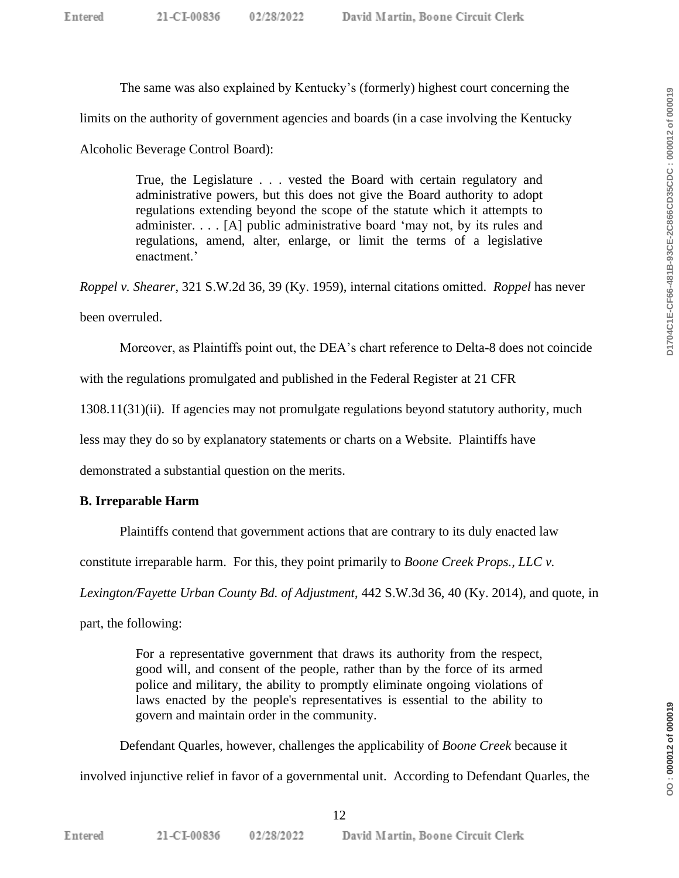The same was also explained by Kentucky's (formerly) highest court concerning the limits on the authority of government agencies and boards (in a case involving the Kentucky Alcoholic Beverage Control Board):

> True, the Legislature . . . vested the Board with certain regulatory and administrative powers, but this does not give the Board authority to adopt regulations extending beyond the scope of the statute which it attempts to administer. . . . [A] public administrative board 'may not, by its rules and regulations, amend, alter, enlarge, or limit the terms of a legislative enactment.'

*Roppel v. Shearer*, 321 S.W.2d 36, 39 (Ky. 1959), internal citations omitted. *Roppel* has never been overruled.

Moreover, as Plaintiffs point out, the DEA's chart reference to Delta-8 does not coincide with the regulations promulgated and published in the Federal Register at 21 CFR 1308.11(31)(ii). If agencies may not promulgate regulations beyond statutory authority, much less may they do so by explanatory statements or charts on a Website. Plaintiffs have demonstrated a substantial question on the merits.

**B. Irreparable Harm**

Plaintiffs contend that government actions that are contrary to its duly enacted law constitute irreparable harm. For this, they point primarily to *Boone Creek Props., LLC v. Lexington/Fayette Urban County Bd. of Adjustment*, 442 S.W.3d 36, 40 (Ky. 2014), and quote, in part, the following:

> For a representative government that draws its authority from the respect, good will, and consent of the people, rather than by the force of its armed police and military, the ability to promptly eliminate ongoing violations of laws enacted by the people's representatives is essential to the ability to govern and maintain order in the community.

Defendant Quarles, however, challenges the applicability of *Boone Creek* because it involved injunctive relief in favor of a governmental unit. According to Defendant Quarles, the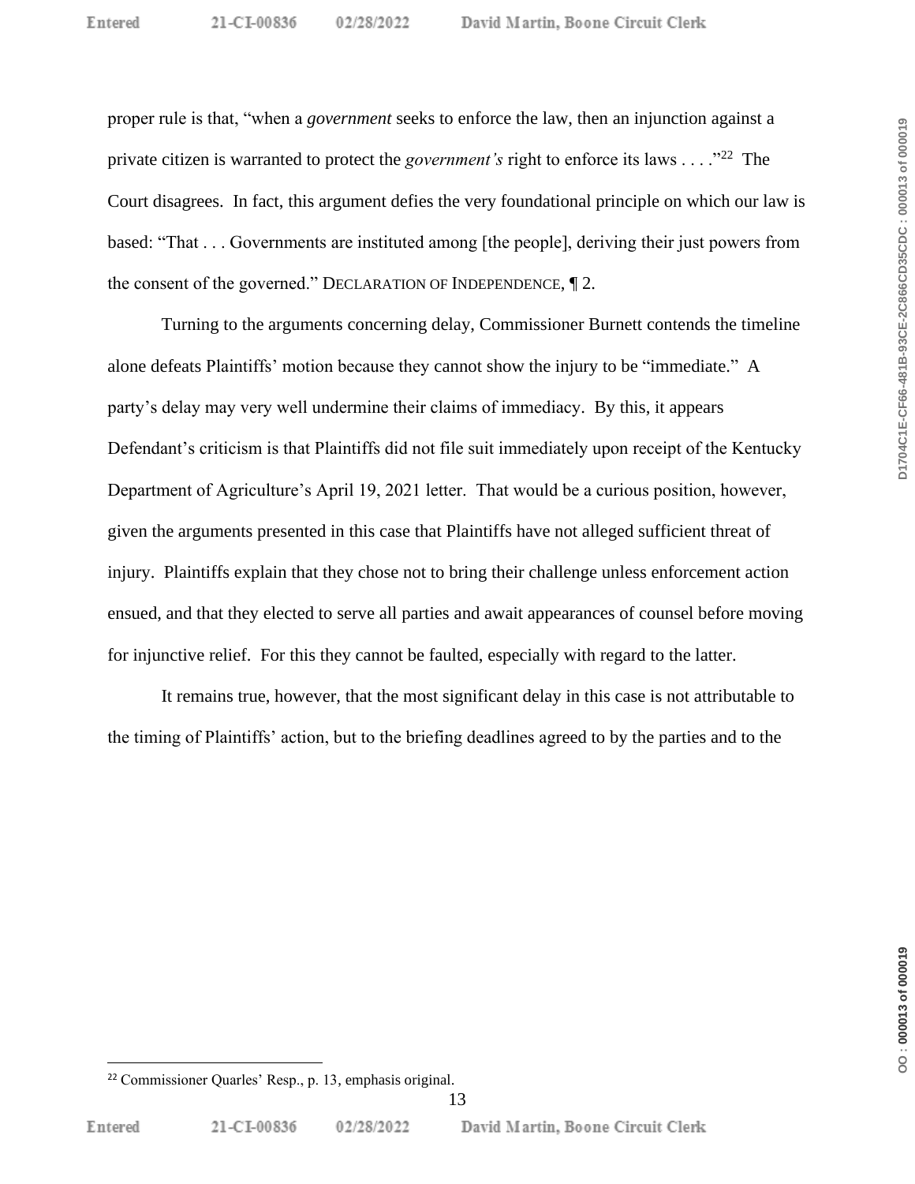proper rule is that, "when a *government* seeks to enforce the law, then an injunction against a private citizen is warranted to protect the *government's* right to enforce its laws . . . ."[22] The Court disagrees. In fact, this argument defies the very foundational principle on which our law is based: "That . . . Governments are instituted among [the people], deriving their just powers from the consent of the governed." DECLARATION OF INDEPENDENCE, ¶ 2.

Turning to the arguments concerning delay, Commissioner Burnett contends the timeline alone defeats Plaintiffs' motion because they cannot show the injury to be "immediate." A party's delay may very well undermine their claims of immediacy. By this, it appears Defendant's criticism is that Plaintiffs did not file suit immediately upon receipt of the Kentucky Department of Agriculture's April 19, 2021 letter. That would be a curious position, however, given the arguments presented in this case that Plaintiffs have not alleged sufficient threat of injury. Plaintiffs explain that they chose not to bring their challenge unless enforcement action ensued, and that they elected to serve all parties and await appearances of counsel before moving for injunctive relief. For this they cannot be faulted, especially with regard to the latter.

It remains true, however, that the most significant delay in this case is not attributable to the timing of Plaintiffs' action, but to the briefing deadlines agreed to by the parties and to the

---

[22] Commissioner Quarles' Resp., p. 13, emphasis original.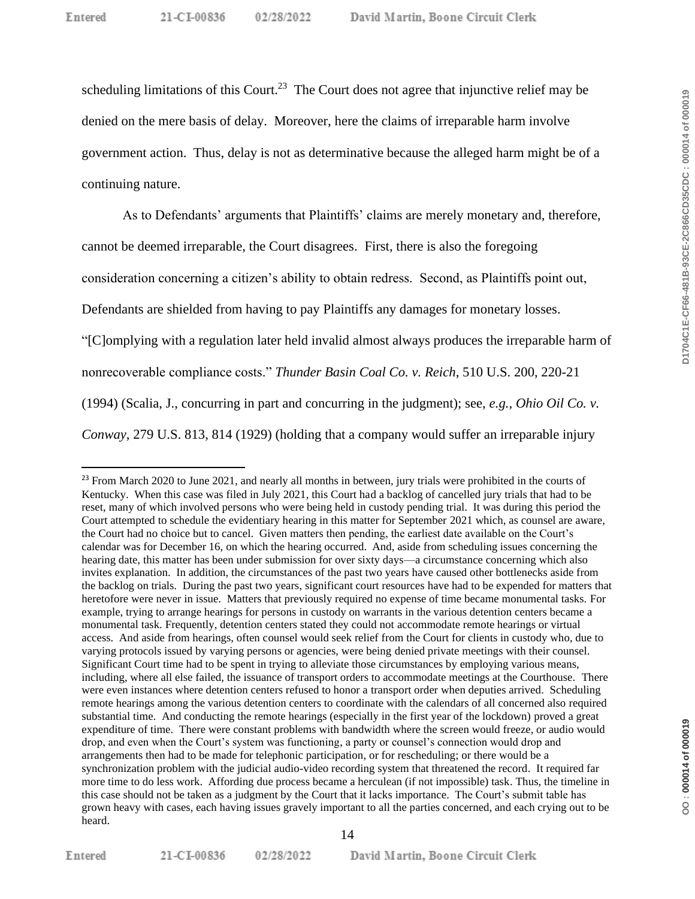scheduling limitations of this Court.[23] The Court does not agree that injunctive relief may be denied on the mere basis of delay. Moreover, here the claims of irreparable harm involve government action. Thus, delay is not as determinative because the alleged harm might be of a continuing nature.

As to Defendants' arguments that Plaintiffs' claims are merely monetary and, therefore, cannot be deemed irreparable, the Court disagrees. First, there is also the foregoing consideration concerning a citizen's ability to obtain redress. Second, as Plaintiffs point out, Defendants are shielded from having to pay Plaintiffs any damages for monetary losses. "[C]omplying with a regulation later held invalid almost always produces the irreparable harm of nonrecoverable compliance costs." *Thunder Basin Coal Co. v. Reich*, 510 U.S. 200, 220-21 (1994) (Scalia, J., concurring in part and concurring in the judgment); see, *e.g., Ohio Oil Co. v. Conway*, 279 U.S. 813, 814 (1929) (holding that a company would suffer an irreparable injury

---

[23] From March 2020 to June 2021, and nearly all months in between, jury trials were prohibited in the courts of Kentucky. When this case was filed in July 2021, this Court had a backlog of cancelled jury trials that had to be reset, many of which involved persons who were being held in custody pending trial. It was during this period the Court attempted to schedule the evidentiary hearing in this matter for September 2021 which, as counsel are aware, the Court had no choice but to cancel. Given matters then pending, the earliest date available on the Court's calendar was for December 16, on which the hearing occurred. And, aside from scheduling issues concerning the hearing date, this matter has been under submission for over sixty days—a circumstance concerning which also invites explanation. In addition, the circumstances of the past two years have caused other bottlenecks aside from the backlog on trials. During the past two years, significant court resources have had to be expended for matters that heretofore were never in issue. Matters that previously required no expense of time became monumental tasks. For example, trying to arrange hearings for persons in custody on warrants in the various detention centers became a monumental task. Frequently, detention centers stated they could not accommodate remote hearings or virtual access. And aside from hearings, often counsel would seek relief from the Court for clients in custody who, due to varying protocols issued by varying persons or agencies, were being denied private meetings with their counsel. Significant Court time had to be spent in trying to alleviate those circumstances by employing various means, including, where all else failed, the issuance of transport orders to accommodate meetings at the Courthouse. There were even instances where detention centers refused to honor a transport order when deputies arrived. Scheduling remote hearings among the various detention centers to coordinate with the calendars of all concerned also required substantial time. And conducting the remote hearings (especially in the first year of the lockdown) proved a great expenditure of time. There were constant problems with bandwidth where the screen would freeze, or audio would drop, and even when the Court's system was functioning, a party or counsel's connection would drop and arrangements then had to be made for telephonic participation, or for rescheduling; or there would be a synchronization problem with the judicial audio-video recording system that threatened the record. It required far more time to do less work. Affording due process became a herculean (if not impossible) task. Thus, the timeline in this case should not be taken as a judgment by the Court that it lacks importance. The Court's submit table has grown heavy with cases, each having issues gravely important to all the parties concerned, and each crying out to be heard.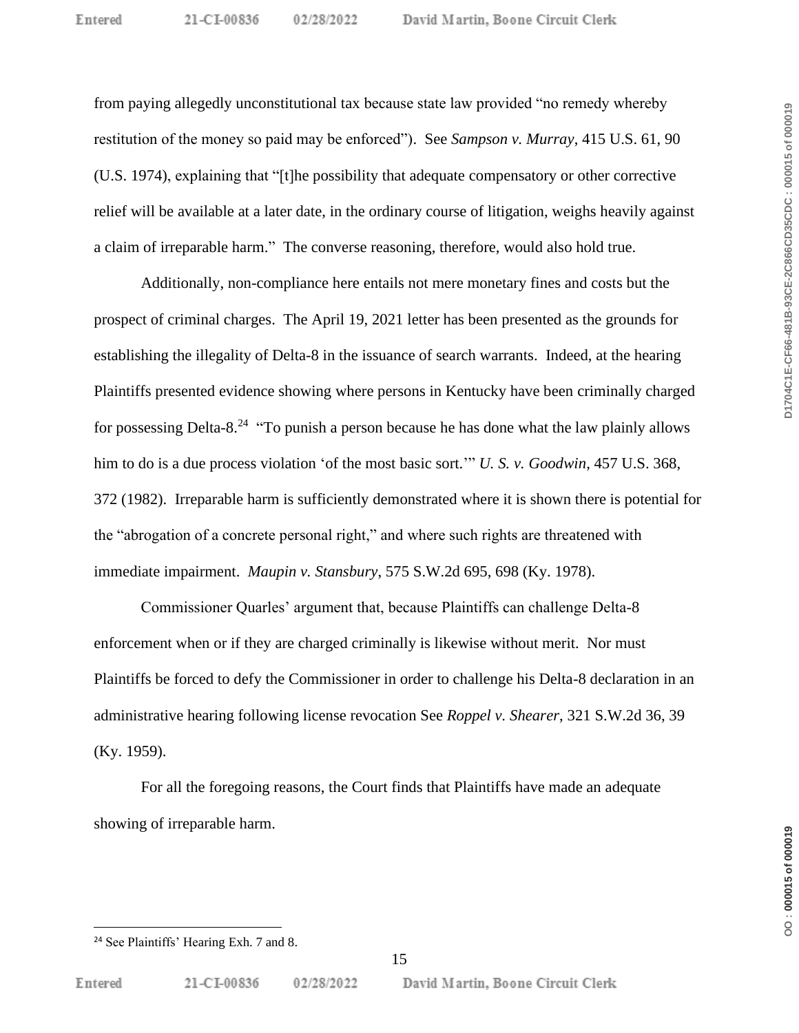from paying allegedly unconstitutional tax because state law provided "no remedy whereby restitution of the money so paid may be enforced"). See *Sampson v. Murray*, 415 U.S. 61, 90 (U.S. 1974), explaining that "[t]he possibility that adequate compensatory or other corrective relief will be available at a later date, in the ordinary course of litigation, weighs heavily against a claim of irreparable harm." The converse reasoning, therefore, would also hold true.

Additionally, non-compliance here entails not mere monetary fines and costs but the prospect of criminal charges. The April 19, 2021 letter has been presented as the grounds for establishing the illegality of Delta-8 in the issuance of search warrants. Indeed, at the hearing Plaintiffs presented evidence showing where persons in Kentucky have been criminally charged for possessing Delta-8.[24] "To punish a person because he has done what the law plainly allows him to do is a due process violation 'of the most basic sort.'" *U. S. v. Goodwin*, 457 U.S. 368, 372 (1982). Irreparable harm is sufficiently demonstrated where it is shown there is potential for the "abrogation of a concrete personal right," and where such rights are threatened with immediate impairment. *Maupin v. Stansbury*, 575 S.W.2d 695, 698 (Ky. 1978).

Commissioner Quarles' argument that, because Plaintiffs can challenge Delta-8 enforcement when or if they are charged criminally is likewise without merit. Nor must Plaintiffs be forced to defy the Commissioner in order to challenge his Delta-8 declaration in an administrative hearing following license revocation See *Roppel v. Shearer*, 321 S.W.2d 36, 39 (Ky. 1959).

For all the foregoing reasons, the Court finds that Plaintiffs have made an adequate showing of irreparable harm.

---

[24] See Plaintiffs' Hearing Exh. 7 and 8.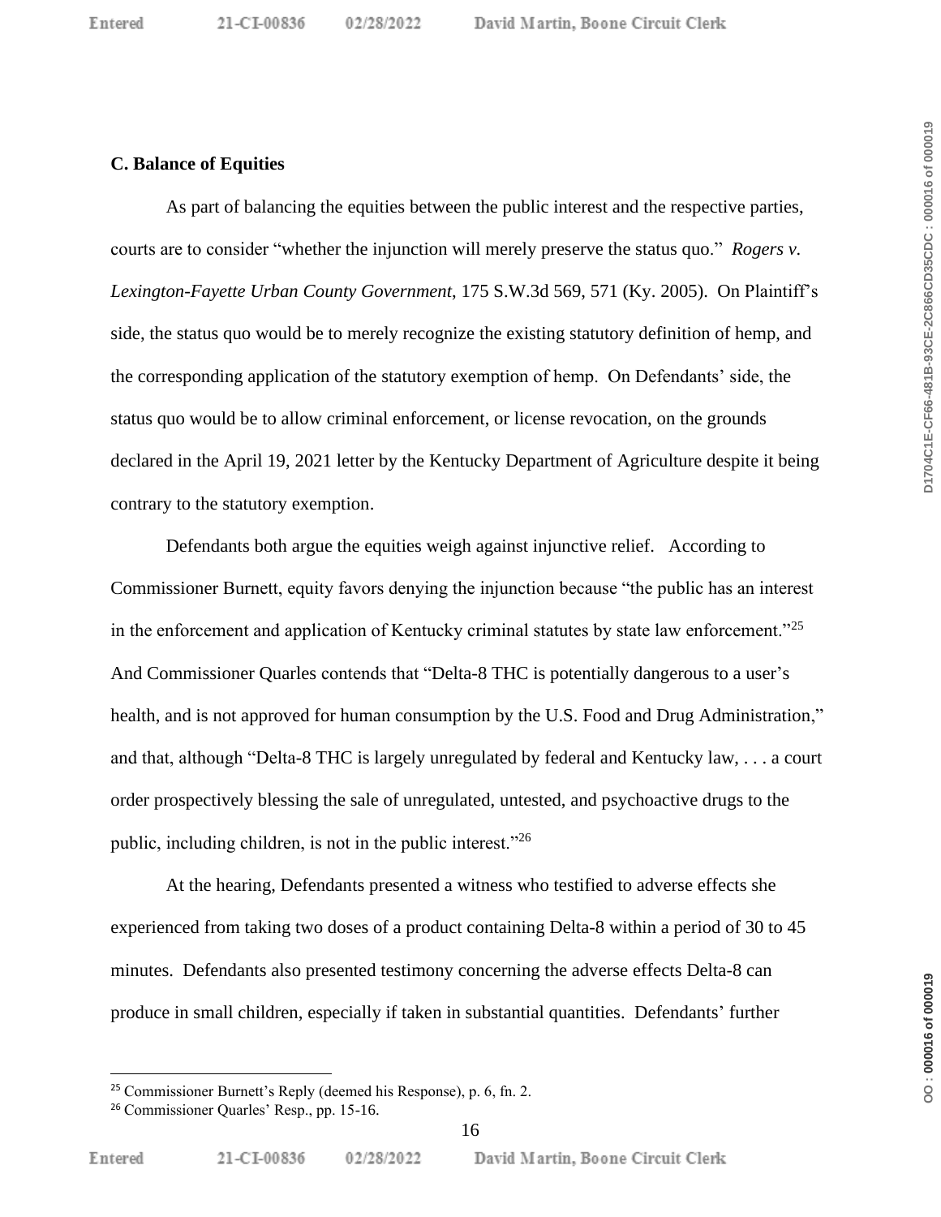**C. Balance of Equities**

As part of balancing the equities between the public interest and the respective parties, courts are to consider "whether the injunction will merely preserve the status quo." *Rogers v. Lexington-Fayette Urban County Government*, 175 S.W.3d 569, 571 (Ky. 2005). On Plaintiff's side, the status quo would be to merely recognize the existing statutory definition of hemp, and the corresponding application of the statutory exemption of hemp. On Defendants' side, the status quo would be to allow criminal enforcement, or license revocation, on the grounds declared in the April 19, 2021 letter by the Kentucky Department of Agriculture despite it being contrary to the statutory exemption.

Defendants both argue the equities weigh against injunctive relief. According to Commissioner Burnett, equity favors denying the injunction because "the public has an interest in the enforcement and application of Kentucky criminal statutes by state law enforcement."[25] And Commissioner Quarles contends that "Delta-8 THC is potentially dangerous to a user's health, and is not approved for human consumption by the U.S. Food and Drug Administration," and that, although "Delta-8 THC is largely unregulated by federal and Kentucky law, . . . a court order prospectively blessing the sale of unregulated, untested, and psychoactive drugs to the public, including children, is not in the public interest."[26]

At the hearing, Defendants presented a witness who testified to adverse effects she experienced from taking two doses of a product containing Delta-8 within a period of 30 to 45 minutes. Defendants also presented testimony concerning the adverse effects Delta-8 can produce in small children, especially if taken in substantial quantities. Defendants' further

---

[25] Commissioner Burnett's Reply (deemed his Response), p. 6, fn. 2.

[26] Commissioner Quarles' Resp., pp. 15-16.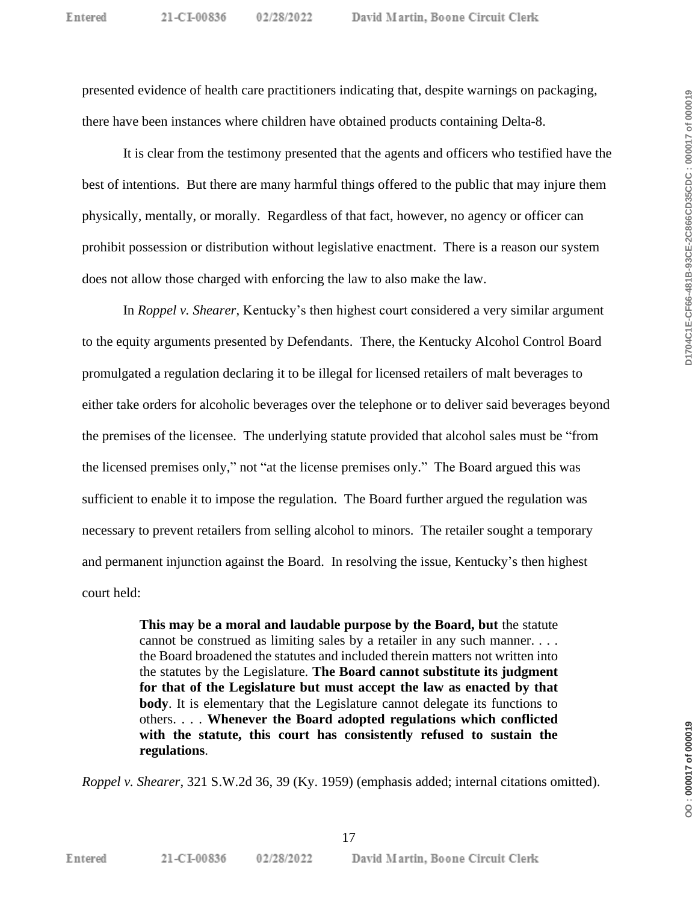presented evidence of health care practitioners indicating that, despite warnings on packaging, there have been instances where children have obtained products containing Delta-8.

It is clear from the testimony presented that the agents and officers who testified have the best of intentions. But there are many harmful things offered to the public that may injure them physically, mentally, or morally. Regardless of that fact, however, no agency or officer can prohibit possession or distribution without legislative enactment. There is a reason our system does not allow those charged with enforcing the law to also make the law.

In *Roppel v. Shearer*, Kentucky's then highest court considered a very similar argument to the equity arguments presented by Defendants. There, the Kentucky Alcohol Control Board promulgated a regulation declaring it to be illegal for licensed retailers of malt beverages to either take orders for alcoholic beverages over the telephone or to deliver said beverages beyond the premises of the licensee. The underlying statute provided that alcohol sales must be "from the licensed premises only," not "at the license premises only." The Board argued this was sufficient to enable it to impose the regulation. The Board further argued the regulation was necessary to prevent retailers from selling alcohol to minors. The retailer sought a temporary and permanent injunction against the Board. In resolving the issue, Kentucky's then highest court held:

> **This may be a moral and laudable purpose by the Board, but** the statute cannot be construed as limiting sales by a retailer in any such manner. . . . the Board broadened the statutes and included therein matters not written into the statutes by the Legislature. **The Board cannot substitute its judgment for that of the Legislature but must accept the law as enacted by that body**. It is elementary that the Legislature cannot delegate its functions to others. . . . **Whenever the Board adopted regulations which conflicted with the statute, this court has consistently refused to sustain the regulations**.

*Roppel v. Shearer*, 321 S.W.2d 36, 39 (Ky. 1959) (emphasis added; internal citations omitted).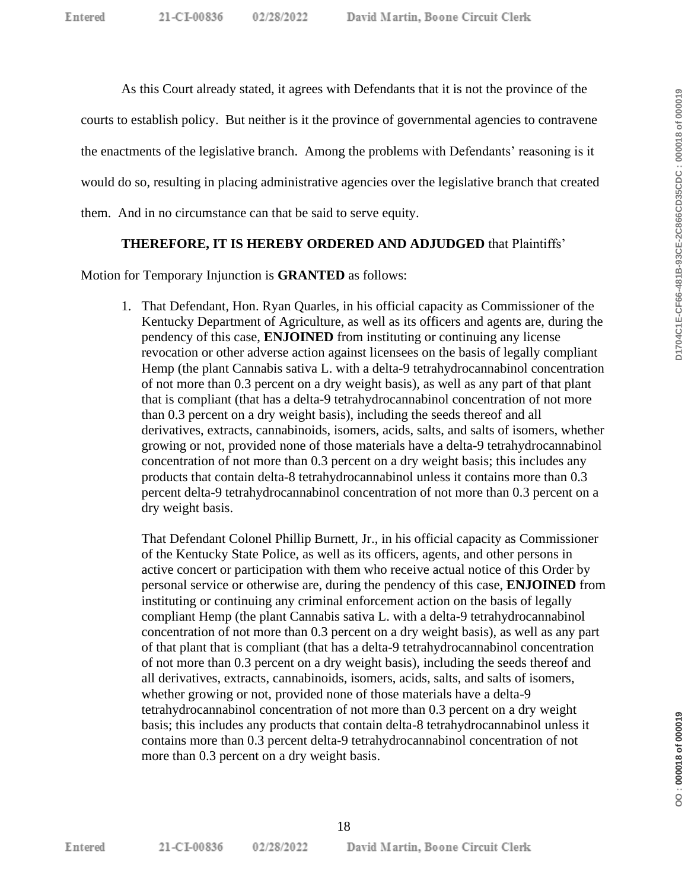As this Court already stated, it agrees with Defendants that it is not the province of the courts to establish policy. But neither is it the province of governmental agencies to contravene the enactments of the legislative branch. Among the problems with Defendants' reasoning is it would do so, resulting in placing administrative agencies over the legislative branch that created them. And in no circumstance can that be said to serve equity.

**THEREFORE, IT IS HEREBY ORDERED AND ADJUDGED** that Plaintiffs' Motion for Temporary Injunction is **GRANTED** as follows:

1. That Defendant, Hon. Ryan Quarles, in his official capacity as Commissioner of the Kentucky Department of Agriculture, as well as its officers and agents are, during the pendency of this case, **ENJOINED** from instituting or continuing any license revocation or other adverse action against licensees on the basis of legally compliant Hemp (the plant Cannabis sativa L. with a delta-9 tetrahydrocannabinol concentration of not more than 0.3 percent on a dry weight basis), as well as any part of that plant that is compliant (that has a delta-9 tetrahydrocannabinol concentration of not more than 0.3 percent on a dry weight basis), including the seeds thereof and all derivatives, extracts, cannabinoids, isomers, acids, salts, and salts of isomers, whether growing or not, provided none of those materials have a delta-9 tetrahydrocannabinol concentration of not more than 0.3 percent on a dry weight basis; this includes any products that contain delta-8 tetrahydrocannabinol unless it contains more than 0.3 percent delta-9 tetrahydrocannabinol concentration of not more than 0.3 percent on a dry weight basis.

   That Defendant Colonel Phillip Burnett, Jr., in his official capacity as Commissioner of the Kentucky State Police, as well as its officers, agents, and other persons in active concert or participation with them who receive actual notice of this Order by personal service or otherwise are, during the pendency of this case, **ENJOINED** from instituting or continuing any criminal enforcement action on the basis of legally compliant Hemp (the plant Cannabis sativa L. with a delta-9 tetrahydrocannabinol concentration of not more than 0.3 percent on a dry weight basis), as well as any part of that plant that is compliant (that has a delta-9 tetrahydrocannabinol concentration of not more than 0.3 percent on a dry weight basis), including the seeds thereof and all derivatives, extracts, cannabinoids, isomers, acids, salts, and salts of isomers, whether growing or not, provided none of those materials have a delta-9 tetrahydrocannabinol concentration of not more than 0.3 percent on a dry weight basis; this includes any products that contain delta-8 tetrahydrocannabinol unless it contains more than 0.3 percent delta-9 tetrahydrocannabinol concentration of not more than 0.3 percent on a dry weight basis.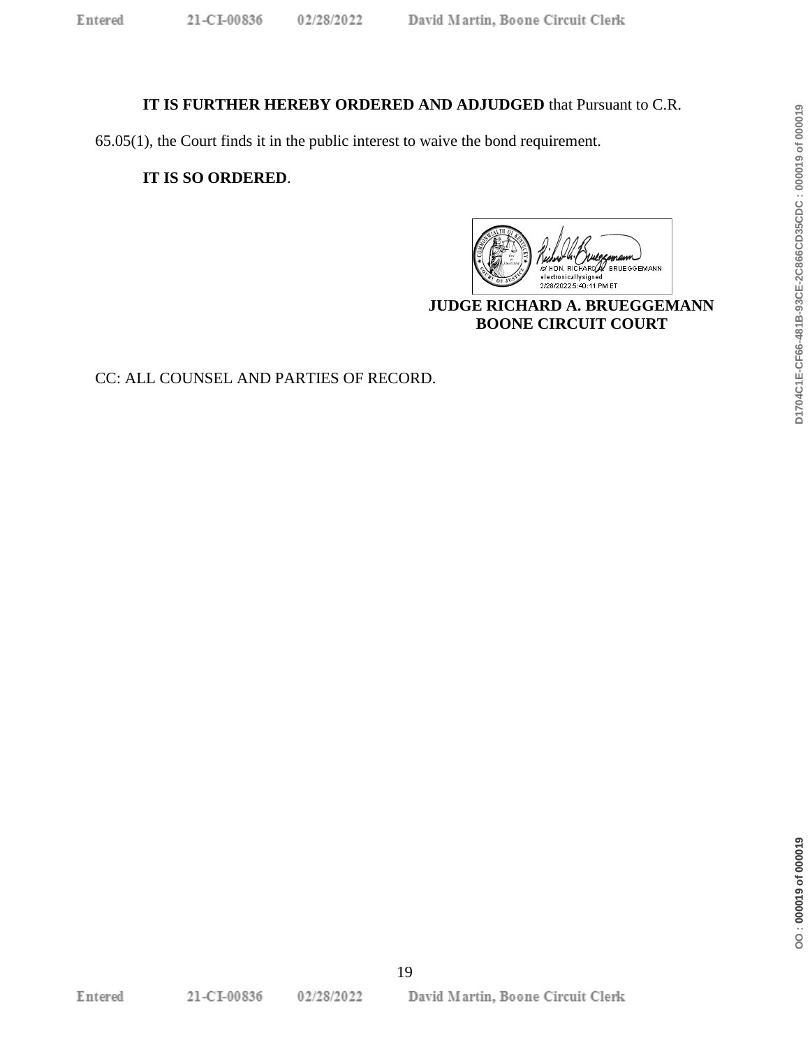**IT IS FURTHER HEREBY ORDERED AND ADJUDGED** that Pursuant to C.R. 65.05(1), the Court finds it in the public interest to waive the bond requirement.

**IT IS SO ORDERED**.

/s/ HON. RICHARD A. BRUEGGEMANN
electronically signed
2/28/2022 5:40:11 PM ET

**JUDGE RICHARD A. BRUEGGEMANN**
**BOONE CIRCUIT COURT**

CC: ALL COUNSEL AND PARTIES OF RECORD.